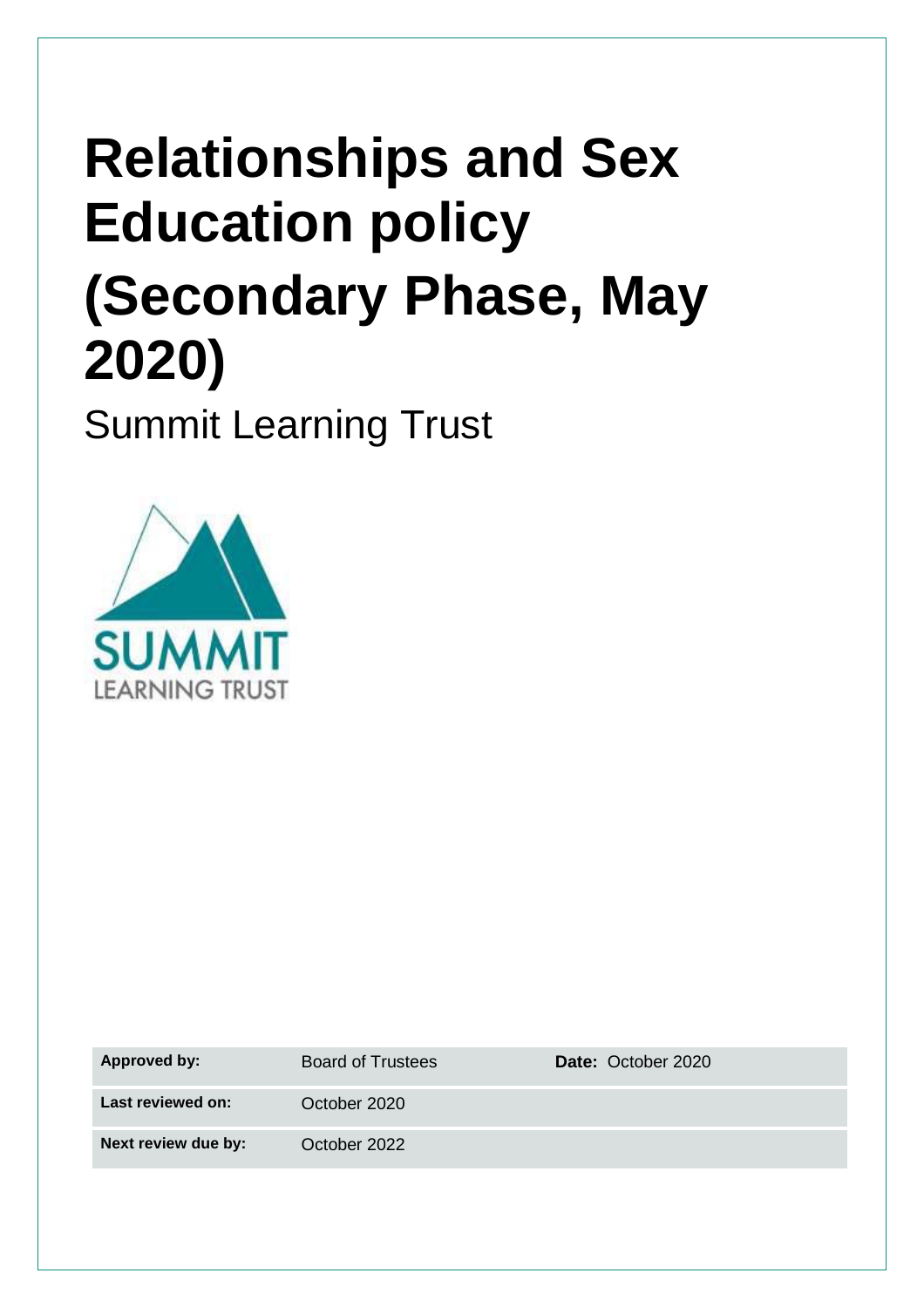# Relationships and Sex Education policy (Secondary Phase, May 2020)

Summit Learning Trust

| Approved by: | Board of Trustees | Date: October 2020 |
| --- | --- | --- |
| Last reviewed on: | October 2020 | |
| Next review due by: | October 2022 | |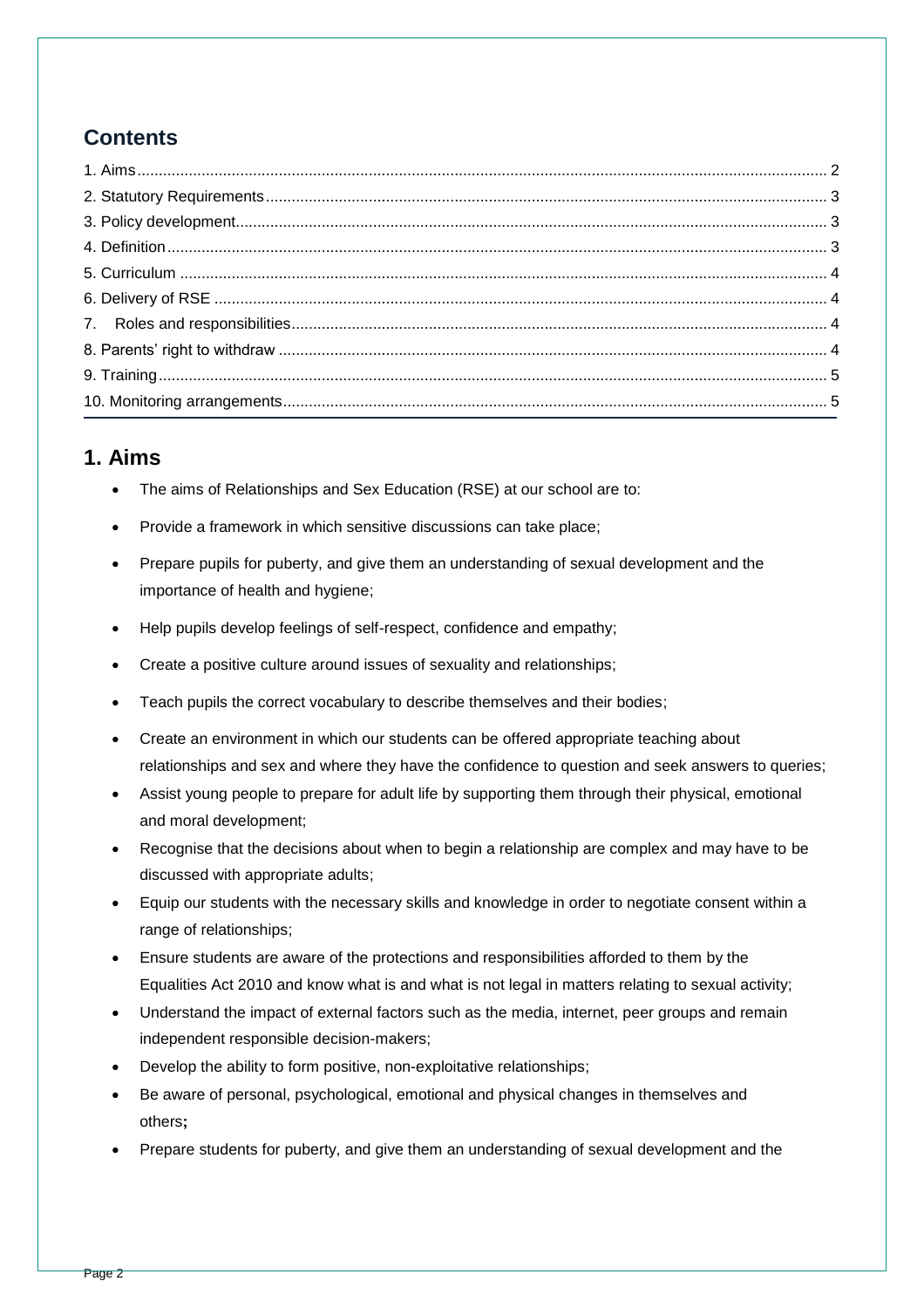## Contents

1. Aims ........ 2
2. Statutory Requirements ........ 3
3. Policy development ........ 3
4. Definition ........ 3
5. Curriculum ........ 4
6. Delivery of RSE ........ 4
7. Roles and responsibilities ........ 4
8. Parents' right to withdraw ........ 4
9. Training ........ 5
10. Monitoring arrangements ........ 5

## 1. Aims

- The aims of Relationships and Sex Education (RSE) at our school are to:
- Provide a framework in which sensitive discussions can take place;
- Prepare pupils for puberty, and give them an understanding of sexual development and the importance of health and hygiene;
- Help pupils develop feelings of self-respect, confidence and empathy;
- Create a positive culture around issues of sexuality and relationships;
- Teach pupils the correct vocabulary to describe themselves and their bodies;
- Create an environment in which our students can be offered appropriate teaching about relationships and sex and where they have the confidence to question and seek answers to queries;
- Assist young people to prepare for adult life by supporting them through their physical, emotional and moral development;
- Recognise that the decisions about when to begin a relationship are complex and may have to be discussed with appropriate adults;
- Equip our students with the necessary skills and knowledge in order to negotiate consent within a range of relationships;
- Ensure students are aware of the protections and responsibilities afforded to them by the Equalities Act 2010 and know what is and what is not legal in matters relating to sexual activity;
- Understand the impact of external factors such as the media, internet, peer groups and remain independent responsible decision-makers;
- Develop the ability to form positive, non-exploitative relationships;
- Be aware of personal, psychological, emotional and physical changes in themselves and others**;**
- Prepare students for puberty, and give them an understanding of sexual development and the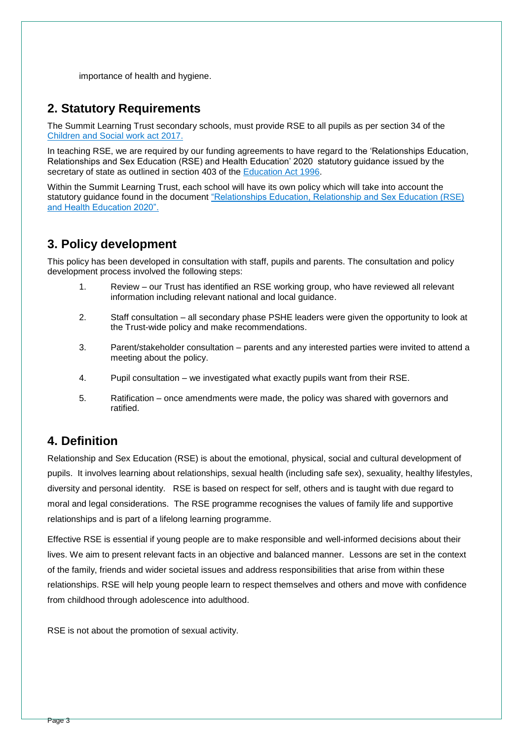importance of health and hygiene.

## 2. Statutory Requirements

The Summit Learning Trust secondary schools, must provide RSE to all pupils as per section 34 of the [Children and Social work act 2017.](#)

In teaching RSE, we are required by our funding agreements to have regard to the 'Relationships Education, Relationships and Sex Education (RSE) and Health Education' 2020 statutory guidance issued by the secretary of state as outlined in section 403 of the [Education Act 1996](#).

Within the Summit Learning Trust, each school will have its own policy which will take into account the statutory guidance found in the document ["Relationships Education, Relationship and Sex Education (RSE) and Health Education 2020".](#)

## 3. Policy development

This policy has been developed in consultation with staff, pupils and parents. The consultation and policy development process involved the following steps:

1. Review – our Trust has identified an RSE working group, who have reviewed all relevant information including relevant national and local guidance.
2. Staff consultation – all secondary phase PSHE leaders were given the opportunity to look at the Trust-wide policy and make recommendations.
3. Parent/stakeholder consultation – parents and any interested parties were invited to attend a meeting about the policy.
4. Pupil consultation – we investigated what exactly pupils want from their RSE.
5. Ratification – once amendments were made, the policy was shared with governors and ratified.

## 4. Definition

Relationship and Sex Education (RSE) is about the emotional, physical, social and cultural development of pupils. It involves learning about relationships, sexual health (including safe sex), sexuality, healthy lifestyles, diversity and personal identity. RSE is based on respect for self, others and is taught with due regard to moral and legal considerations. The RSE programme recognises the values of family life and supportive relationships and is part of a lifelong learning programme.

Effective RSE is essential if young people are to make responsible and well-informed decisions about their lives. We aim to present relevant facts in an objective and balanced manner. Lessons are set in the context of the family, friends and wider societal issues and address responsibilities that arise from within these relationships. RSE will help young people learn to respect themselves and others and move with confidence from childhood through adolescence into adulthood.

RSE is not about the promotion of sexual activity.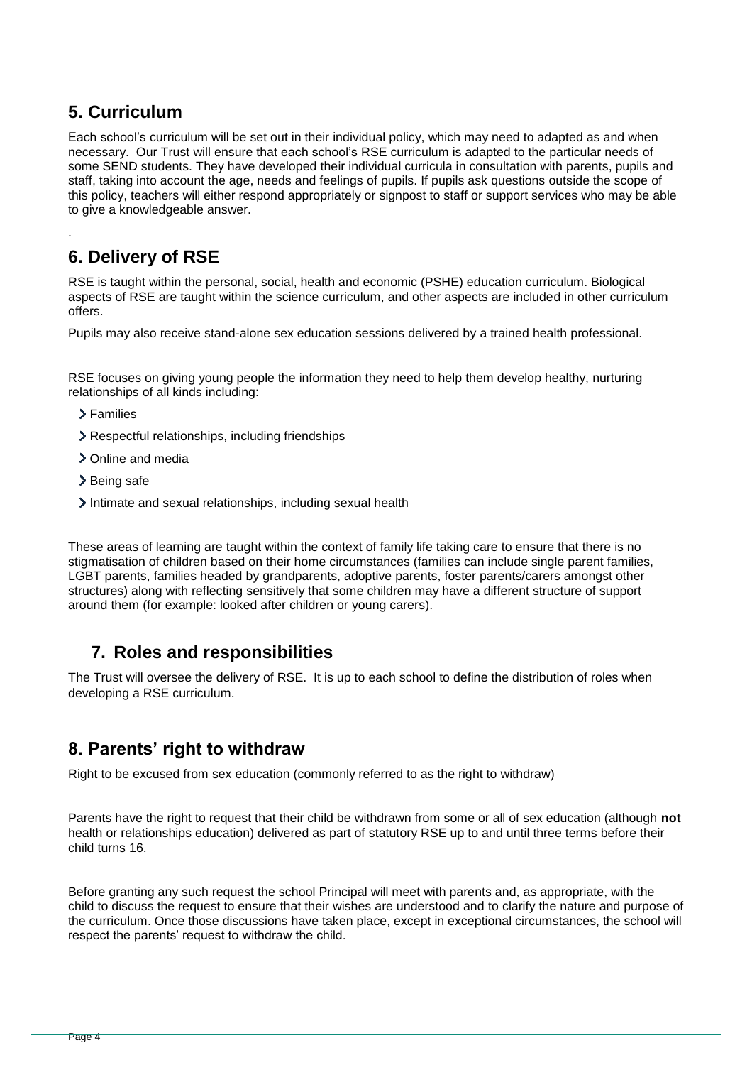## 5. Curriculum

Each school's curriculum will be set out in their individual policy, which may need to adapted as and when necessary. Our Trust will ensure that each school's RSE curriculum is adapted to the particular needs of some SEND students. They have developed their individual curricula in consultation with parents, pupils and staff, taking into account the age, needs and feelings of pupils. If pupils ask questions outside the scope of this policy, teachers will either respond appropriately or signpost to staff or support services who may be able to give a knowledgeable answer.

.

## 6. Delivery of RSE

RSE is taught within the personal, social, health and economic (PSHE) education curriculum. Biological aspects of RSE are taught within the science curriculum, and other aspects are included in other curriculum offers.

Pupils may also receive stand-alone sex education sessions delivered by a trained health professional.

RSE focuses on giving young people the information they need to help them develop healthy, nurturing relationships of all kinds including:

- Families
- Respectful relationships, including friendships
- Online and media
- Being safe
- Intimate and sexual relationships, including sexual health

These areas of learning are taught within the context of family life taking care to ensure that there is no stigmatisation of children based on their home circumstances (families can include single parent families, LGBT parents, families headed by grandparents, adoptive parents, foster parents/carers amongst other structures) along with reflecting sensitively that some children may have a different structure of support around them (for example: looked after children or young carers).

## 7. Roles and responsibilities

The Trust will oversee the delivery of RSE. It is up to each school to define the distribution of roles when developing a RSE curriculum.

## 8. Parents' right to withdraw

Right to be excused from sex education (commonly referred to as the right to withdraw)

Parents have the right to request that their child be withdrawn from some or all of sex education (although **not** health or relationships education) delivered as part of statutory RSE up to and until three terms before their child turns 16.

Before granting any such request the school Principal will meet with parents and, as appropriate, with the child to discuss the request to ensure that their wishes are understood and to clarify the nature and purpose of the curriculum. Once those discussions have taken place, except in exceptional circumstances, the school will respect the parents' request to withdraw the child.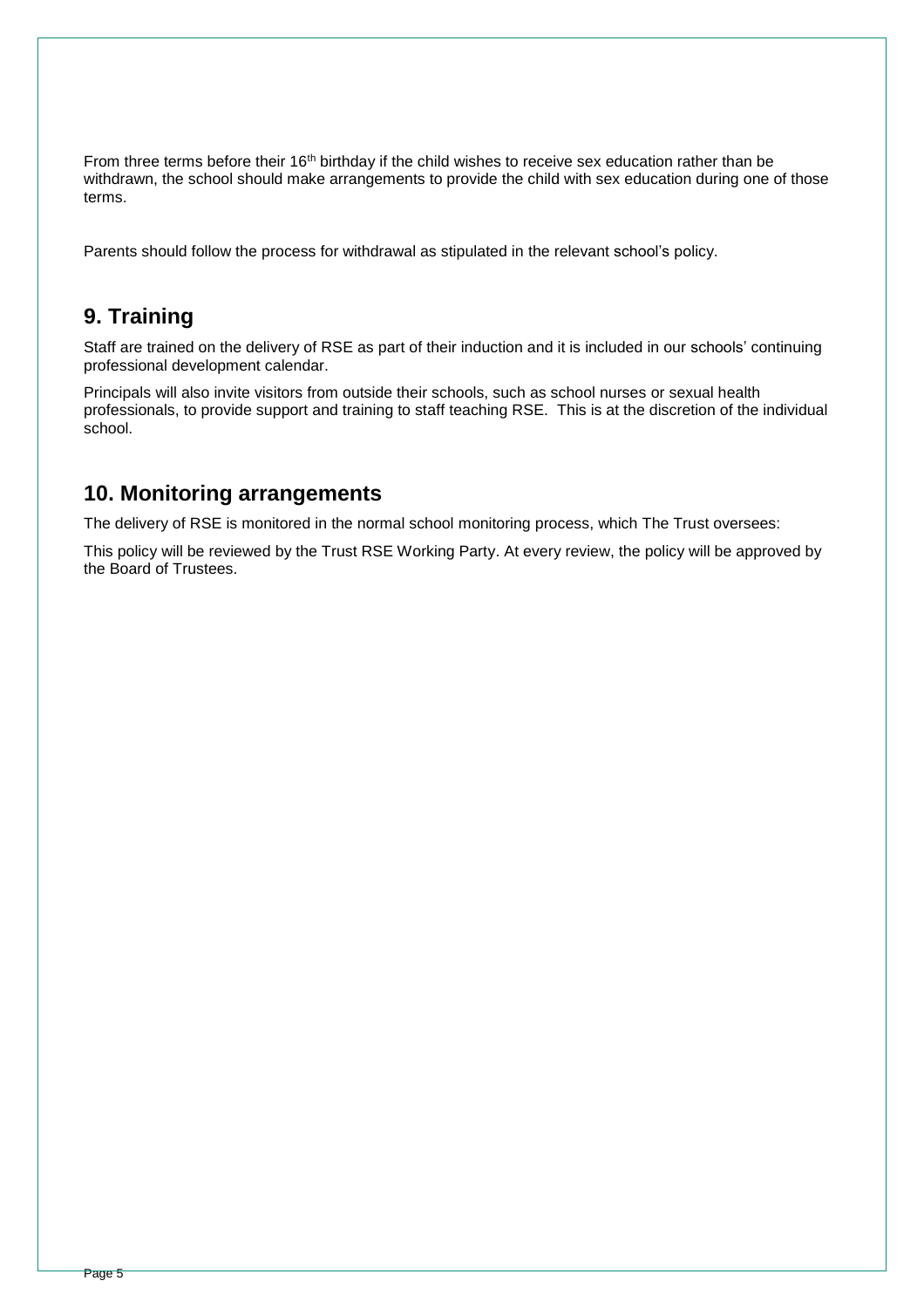From three terms before their 16th birthday if the child wishes to receive sex education rather than be withdrawn, the school should make arrangements to provide the child with sex education during one of those terms.

Parents should follow the process for withdrawal as stipulated in the relevant school's policy.

## 9. Training

Staff are trained on the delivery of RSE as part of their induction and it is included in our schools' continuing professional development calendar.

Principals will also invite visitors from outside their schools, such as school nurses or sexual health professionals, to provide support and training to staff teaching RSE. This is at the discretion of the individual school.

## 10. Monitoring arrangements

The delivery of RSE is monitored in the normal school monitoring process, which The Trust oversees:

This policy will be reviewed by the Trust RSE Working Party. At every review, the policy will be approved by the Board of Trustees.